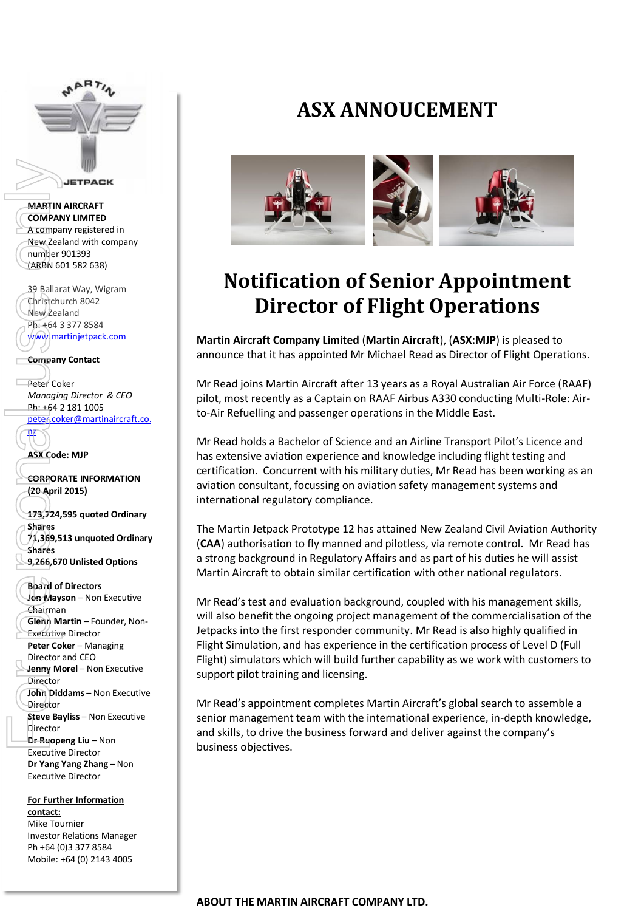MARTIN

JETPACK

**MARTIN AIRCRAFT COMPANY LIMITED**
A company registered in New Zealand with company number 901393
(ARBN 601 582 638)

39 Ballarat Way, Wigram
Christchurch 8042
New Zealand
Ph: +64 3 377 8584
www.martinjetpack.com

**Company Contact**

Peter Coker
*Managing Director & CEO*
Ph: +64 2 181 1005
peter.coker@martinaircraft.co.nz

**ASX Code: MJP**

**CORPORATE INFORMATION (20 April 2015)**

**173,724,595 quoted Ordinary Shares**
**71,369,513 unquoted Ordinary Shares**
**9,266,670 Unlisted Options**

**Board of Directors**
**Jon Mayson** – Non Executive Chairman
**Glenn Martin** – Founder, Non-Executive Director
**Peter Coker** – Managing Director and CEO
**Jenny Morel** – Non Executive Director
**John Diddams** – Non Executive Director
**Steve Bayliss** – Non Executive Director
**Dr Ruopeng Liu** – Non Executive Director
**Dr Yang Yang Zhang** – Non Executive Director

**For Further Information contact:**
Mike Tournier
Investor Relations Manager
Ph +64 (0)3 377 8584
Mobile: +64 (0) 2143 4005

# ASX ANNOUCEMENT

## Notification of Senior Appointment Director of Flight Operations

**Martin Aircraft Company Limited** (**Martin Aircraft**), (**ASX:MJP**) is pleased to announce that it has appointed Mr Michael Read as Director of Flight Operations.

Mr Read joins Martin Aircraft after 13 years as a Royal Australian Air Force (RAAF) pilot, most recently as a Captain on RAAF Airbus A330 conducting Multi-Role: Air-to-Air Refuelling and passenger operations in the Middle East.

Mr Read holds a Bachelor of Science and an Airline Transport Pilot's Licence and has extensive aviation experience and knowledge including flight testing and certification. Concurrent with his military duties, Mr Read has been working as an aviation consultant, focussing on aviation safety management systems and international regulatory compliance.

The Martin Jetpack Prototype 12 has attained New Zealand Civil Aviation Authority (**CAA**) authorisation to fly manned and pilotless, via remote control. Mr Read has a strong background in Regulatory Affairs and as part of his duties he will assist Martin Aircraft to obtain similar certification with other national regulators.

Mr Read's test and evaluation background, coupled with his management skills, will also benefit the ongoing project management of the commercialisation of the Jetpacks into the first responder community. Mr Read is also highly qualified in Flight Simulation, and has experience in the certification process of Level D (Full Flight) simulators which will build further capability as we work with customers to support pilot training and licensing.

Mr Read's appointment completes Martin Aircraft's global search to assemble a senior management team with the international experience, in-depth knowledge, and skills, to drive the business forward and deliver against the company's business objectives.

**ABOUT THE MARTIN AIRCRAFT COMPANY LTD.**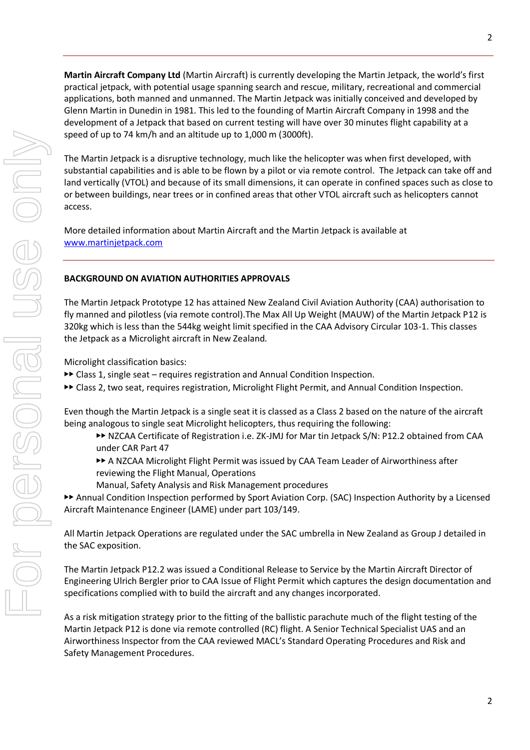**Martin Aircraft Company Ltd** (Martin Aircraft) is currently developing the Martin Jetpack, the world's first practical jetpack, with potential usage spanning search and rescue, military, recreational and commercial applications, both manned and unmanned. The Martin Jetpack was initially conceived and developed by Glenn Martin in Dunedin in 1981. This led to the founding of Martin Aircraft Company in 1998 and the development of a Jetpack that based on current testing will have over 30 minutes flight capability at a speed of up to 74 km/h and an altitude up to 1,000 m (3000ft).

The Martin Jetpack is a disruptive technology, much like the helicopter was when first developed, with substantial capabilities and is able to be flown by a pilot or via remote control. The Jetpack can take off and land vertically (VTOL) and because of its small dimensions, it can operate in confined spaces such as close to or between buildings, near trees or in confined areas that other VTOL aircraft such as helicopters cannot access.

More detailed information about Martin Aircraft and the Martin Jetpack is available at [www.martinjetpack.com](www.martinjetpack.com)

---

**BACKGROUND ON AVIATION AUTHORITIES APPROVALS**

The Martin Jetpack Prototype 12 has attained New Zealand Civil Aviation Authority (CAA) authorisation to fly manned and pilotless (via remote control).The Max All Up Weight (MAUW) of the Martin Jetpack P12 is 320kg which is less than the 544kg weight limit specified in the CAA Advisory Circular 103-1. This classes the Jetpack as a Microlight aircraft in New Zealand.

Microlight classification basics:

- ►► Class 1, single seat – requires registration and Annual Condition Inspection.
- ►► Class 2, two seat, requires registration, Microlight Flight Permit, and Annual Condition Inspection.

Even though the Martin Jetpack is a single seat it is classed as a Class 2 based on the nature of the aircraft being analogous to single seat Microlight helicopters, thus requiring the following:

- ►► NZCAA Certificate of Registration i.e. ZK-JMJ for Mar tin Jetpack S/N: P12.2 obtained from CAA under CAR Part 47
- ►► A NZCAA Microlight Flight Permit was issued by CAA Team Leader of Airworthiness after reviewing the Flight Manual, Operations Manual, Safety Analysis and Risk Management procedures

►► Annual Condition Inspection performed by Sport Aviation Corp. (SAC) Inspection Authority by a Licensed Aircraft Maintenance Engineer (LAME) under part 103/149.

All Martin Jetpack Operations are regulated under the SAC umbrella in New Zealand as Group J detailed in the SAC exposition.

The Martin Jetpack P12.2 was issued a Conditional Release to Service by the Martin Aircraft Director of Engineering Ulrich Bergler prior to CAA Issue of Flight Permit which captures the design documentation and specifications complied with to build the aircraft and any changes incorporated.

As a risk mitigation strategy prior to the fitting of the ballistic parachute much of the flight testing of the Martin Jetpack P12 is done via remote controlled (RC) flight. A Senior Technical Specialist UAS and an Airworthiness Inspector from the CAA reviewed MACL's Standard Operating Procedures and Risk and Safety Management Procedures.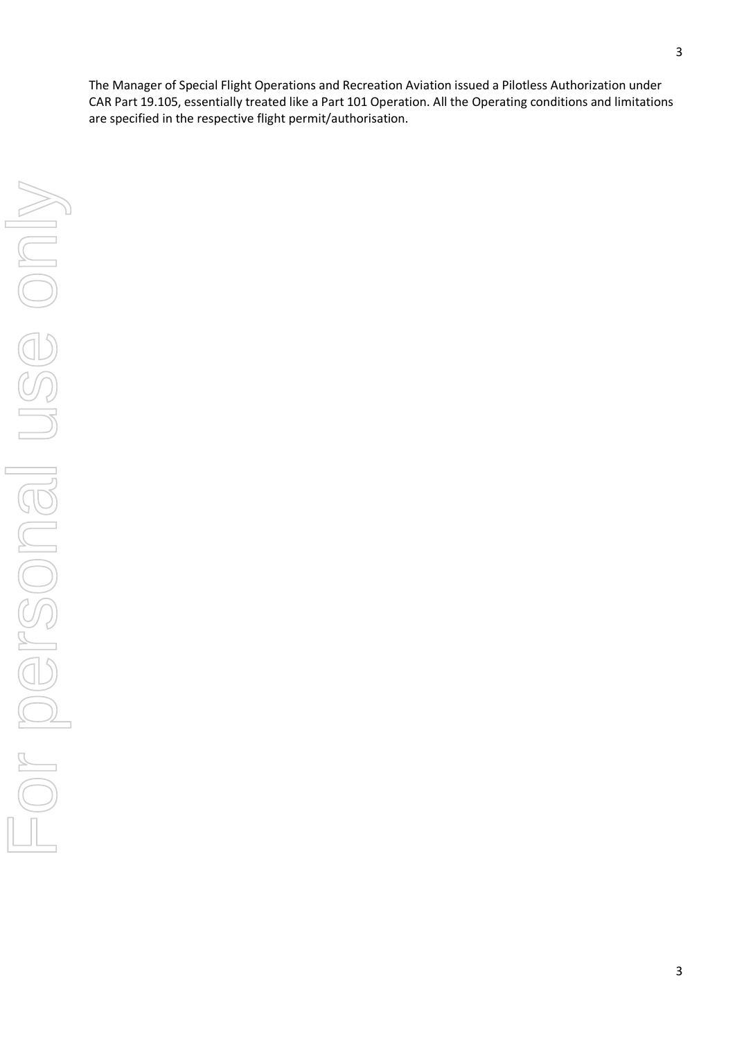The Manager of Special Flight Operations and Recreation Aviation issued a Pilotless Authorization under CAR Part 19.105, essentially treated like a Part 101 Operation. All the Operating conditions and limitations are specified in the respective flight permit/authorisation.